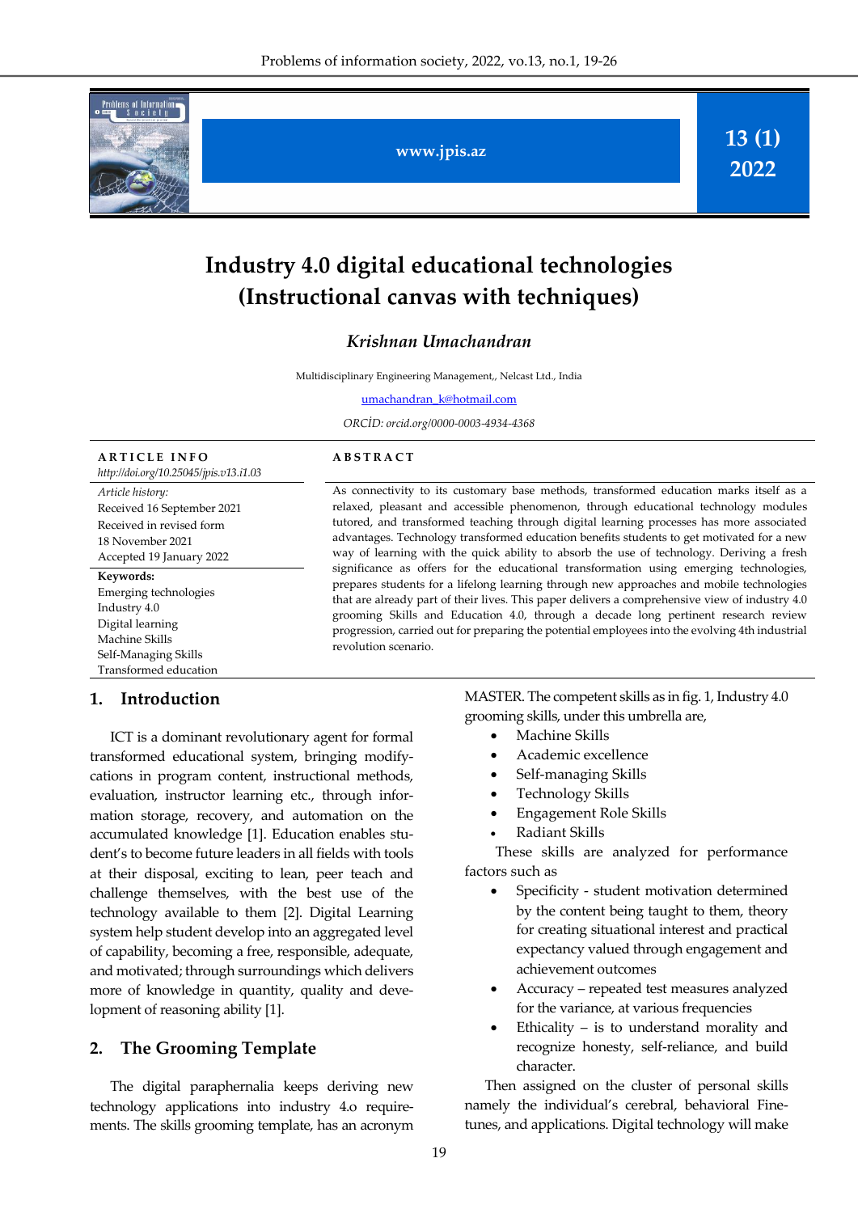# Industry 4.0 digital educational technologies (Instructional canvas with techniques)

***Krishnan Umachandran***

Multidisciplinary Engineering Management,, Nelcast Ltd., India

umachandran_k@hotmail.com

*ORCİD: orcid.org/0000-0003-4934-4368*

**ARTICLE INFO**

*http://doi.org/10.25045/jpis.v13.i1.03*

*Article history:*
Received 16 September 2021
Received in revised form
18 November 2021
Accepted 19 January 2022

**Keywords:**
Emerging technologies
Industry 4.0
Digital learning
Machine Skills
Self-Managing Skills
Transformed education

**ABSTRACT**

As connectivity to its customary base methods, transformed education marks itself as a relaxed, pleasant and accessible phenomenon, through educational technology modules tutored, and transformed teaching through digital learning processes has more associated advantages. Technology transformed education benefits students to get motivated for a new way of learning with the quick ability to absorb the use of technology. Deriving a fresh significance as offers for the educational transformation using emerging technologies, prepares students for a lifelong learning through new approaches and mobile technologies that are already part of their lives. This paper delivers a comprehensive view of industry 4.0 grooming Skills and Education 4.0, through a decade long pertinent research review progression, carried out for preparing the potential employees into the evolving 4th industrial revolution scenario.

## 1. Introduction

ICT is a dominant revolutionary agent for formal transformed educational system, bringing modifycations in program content, instructional methods, evaluation, instructor learning etc., through information storage, recovery, and automation on the accumulated knowledge [1]. Education enables student's to become future leaders in all fields with tools at their disposal, exciting to lean, peer teach and challenge themselves, with the best use of the technology available to them [2]. Digital Learning system help student develop into an aggregated level of capability, becoming a free, responsible, adequate, and motivated; through surroundings which delivers more of knowledge in quantity, quality and development of reasoning ability [1].

## 2. The Grooming Template

The digital paraphernalia keeps deriving new technology applications into industry 4.o requirements. The skills grooming template, has an acronym MASTER. The competent skills as in fig. 1, Industry 4.0 grooming skills, under this umbrella are,

- Machine Skills
- Academic excellence
- Self-managing Skills
- Technology Skills
- Engagement Role Skills
- Radiant Skills

These skills are analyzed for performance factors such as

- Specificity - student motivation determined by the content being taught to them, theory for creating situational interest and practical expectancy valued through engagement and achievement outcomes
- Accuracy – repeated test measures analyzed for the variance, at various frequencies
- Ethicality – is to understand morality and recognize honesty, self-reliance, and build character.

Then assigned on the cluster of personal skills namely the individual's cerebral, behavioral Finetunes, and applications. Digital technology will make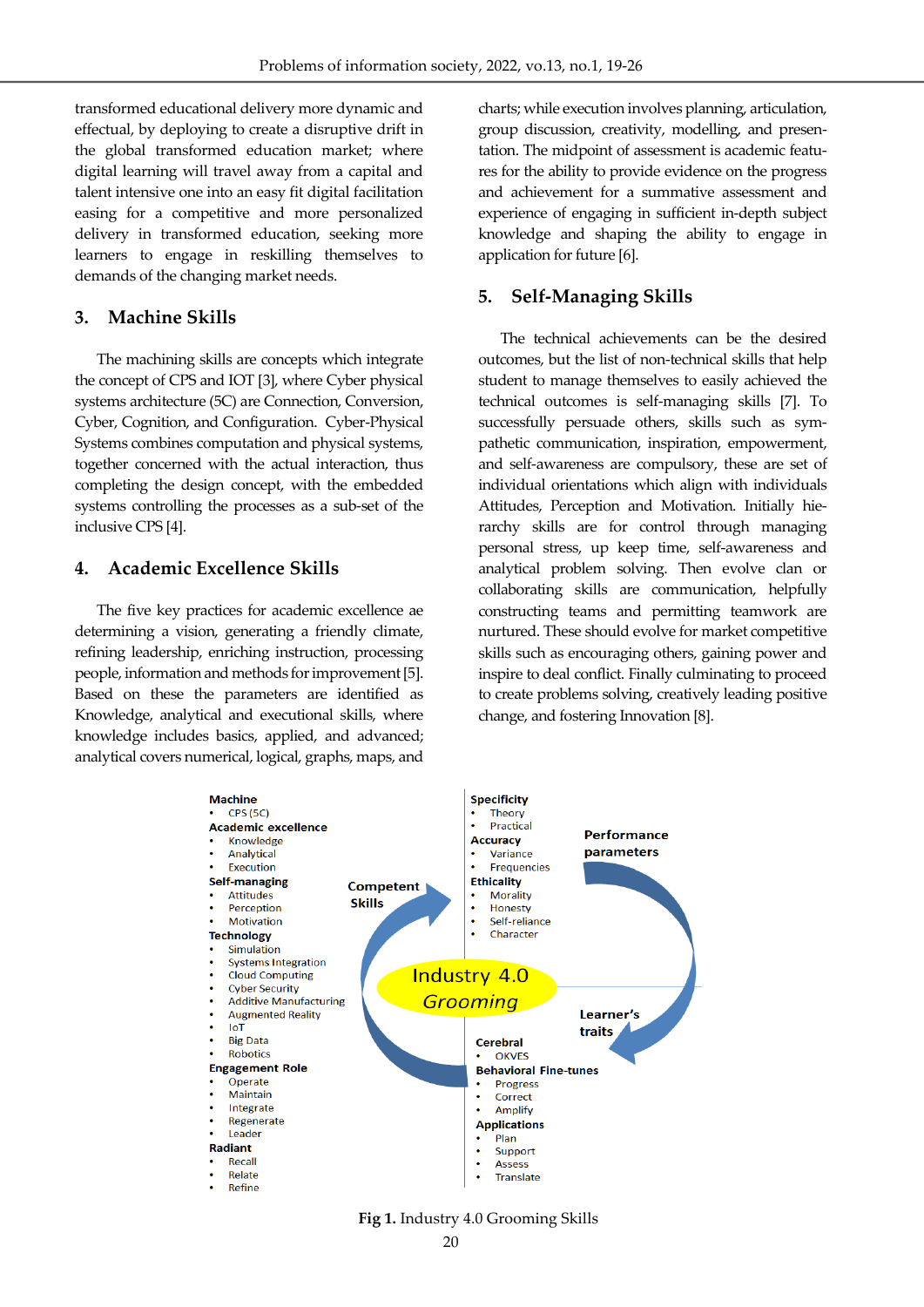transformed educational delivery more dynamic and effectual, by deploying to create a disruptive drift in the global transformed education market; where digital learning will travel away from a capital and talent intensive one into an easy fit digital facilitation easing for a competitive and more personalized delivery in transformed education, seeking more learners to engage in reskilling themselves to demands of the changing market needs.

## 3. Machine Skills

The machining skills are concepts which integrate the concept of CPS and IOT [3], where Cyber physical systems architecture (5C) are Connection, Conversion, Cyber, Cognition, and Configuration. Cyber-Physical Systems combines computation and physical systems, together concerned with the actual interaction, thus completing the design concept, with the embedded systems controlling the processes as a sub-set of the inclusive CPS [4].

## 4. Academic Excellence Skills

The five key practices for academic excellence ae determining a vision, generating a friendly climate, refining leadership, enriching instruction, processing people, information and methods for improvement [5]. Based on these the parameters are identified as Knowledge, analytical and executional skills, where knowledge includes basics, applied, and advanced; analytical covers numerical, logical, graphs, maps, and charts; while execution involves planning, articulation, group discussion, creativity, modelling, and presentation. The midpoint of assessment is academic features for the ability to provide evidence on the progress and achievement for a summative assessment and experience of engaging in sufficient in-depth subject knowledge and shaping the ability to engage in application for future [6].

## 5. Self-Managing Skills

The technical achievements can be the desired outcomes, but the list of non-technical skills that help student to manage themselves to easily achieved the technical outcomes is self-managing skills [7]. To successfully persuade others, skills such as sympathetic communication, inspiration, empowerment, and self-awareness are compulsory, these are set of individual orientations which align with individuals Attitudes, Perception and Motivation. Initially hierarchy skills are for control through managing personal stress, up keep time, self-awareness and analytical problem solving. Then evolve clan or collaborating skills are communication, helpfully constructing teams and permitting teamwork are nurtured. These should evolve for market competitive skills such as encouraging others, gaining power and inspire to deal conflict. Finally culminating to proceed to create problems solving, creatively leading positive change, and fostering Innovation [8].

**Machine**
- CPS (5C)

**Academic excellence**
- Knowledge
- Analytical
- Execution

**Self-managing**
- Attitudes
- Perception
- Motivation

**Technology**
- Simulation
- Systems Integration
- Cloud Computing
- Cyber Security
- Additive Manufacturing
- Augmented Reality
- IoT
- Big Data
- Robotics

**Engagement Role**
- Operate
- Maintain
- Integrate
- Regenerate
- Leader

**Radiant**
- Recall
- Relate
- Refine

**Competent Skills**

**Industry 4.0 Grooming**

**Performance parameters**

**Specificity**
- Theory
- Practical

**Accuracy**
- Variance
- Frequencies

**Ethicality**
- Morality
- Honesty
- Self-reliance
- Character

**Learner's traits**

**Cerebral**
- OKVES

**Behavioral Fine-tunes**
- Progress
- Correct
- Amplify

**Applications**
- Plan
- Support
- Assess
- Translate

**Fig 1.** Industry 4.0 Grooming Skills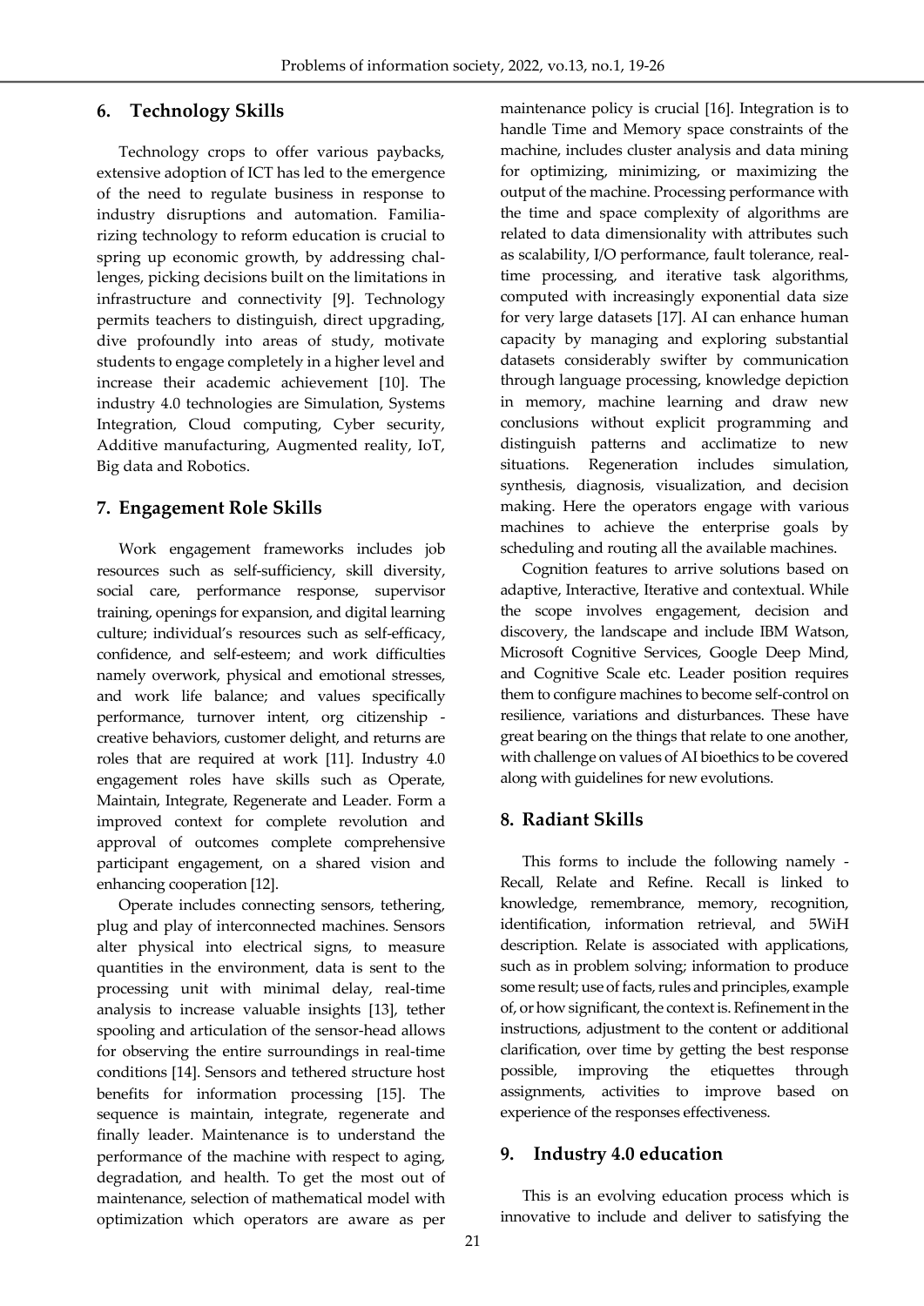## 6. Technology Skills

Technology crops to offer various paybacks, extensive adoption of ICT has led to the emergence of the need to regulate business in response to industry disruptions and automation. Familiarizing technology to reform education is crucial to spring up economic growth, by addressing challenges, picking decisions built on the limitations in infrastructure and connectivity [9]. Technology permits teachers to distinguish, direct upgrading, dive profoundly into areas of study, motivate students to engage completely in a higher level and increase their academic achievement [10]. The industry 4.0 technologies are Simulation, Systems Integration, Cloud computing, Cyber security, Additive manufacturing, Augmented reality, IoT, Big data and Robotics.

## 7. Engagement Role Skills

Work engagement frameworks includes job resources such as self-sufficiency, skill diversity, social care, performance response, supervisor training, openings for expansion, and digital learning culture; individual's resources such as self-efficacy, confidence, and self-esteem; and work difficulties namely overwork, physical and emotional stresses, and work life balance; and values specifically performance, turnover intent, org citizenship - creative behaviors, customer delight, and returns are roles that are required at work [11]. Industry 4.0 engagement roles have skills such as Operate, Maintain, Integrate, Regenerate and Leader. Form a improved context for complete revolution and approval of outcomes complete comprehensive participant engagement, on a shared vision and enhancing cooperation [12].

Operate includes connecting sensors, tethering, plug and play of interconnected machines. Sensors alter physical into electrical signs, to measure quantities in the environment, data is sent to the processing unit with minimal delay, real-time analysis to increase valuable insights [13], tether spooling and articulation of the sensor-head allows for observing the entire surroundings in real-time conditions [14]. Sensors and tethered structure host benefits for information processing [15]. The sequence is maintain, integrate, regenerate and finally leader. Maintenance is to understand the performance of the machine with respect to aging, degradation, and health. To get the most out of maintenance, selection of mathematical model with optimization which operators are aware as per maintenance policy is crucial [16]. Integration is to handle Time and Memory space constraints of the machine, includes cluster analysis and data mining for optimizing, minimizing, or maximizing the output of the machine. Processing performance with the time and space complexity of algorithms are related to data dimensionality with attributes such as scalability, I/O performance, fault tolerance, real-time processing, and iterative task algorithms, computed with increasingly exponential data size for very large datasets [17]. AI can enhance human capacity by managing and exploring substantial datasets considerably swifter by communication through language processing, knowledge depiction in memory, machine learning and draw new conclusions without explicit programming and distinguish patterns and acclimatize to new situations. Regeneration includes simulation, synthesis, diagnosis, visualization, and decision making. Here the operators engage with various machines to achieve the enterprise goals by scheduling and routing all the available machines.

Cognition features to arrive solutions based on adaptive, Interactive, Iterative and contextual. While the scope involves engagement, decision and discovery, the landscape and include IBM Watson, Microsoft Cognitive Services, Google Deep Mind, and Cognitive Scale etc. Leader position requires them to configure machines to become self-control on resilience, variations and disturbances. These have great bearing on the things that relate to one another, with challenge on values of AI bioethics to be covered along with guidelines for new evolutions.

## 8. Radiant Skills

This forms to include the following namely - Recall, Relate and Refine. Recall is linked to knowledge, remembrance, memory, recognition, identification, information retrieval, and 5WiH description. Relate is associated with applications, such as in problem solving; information to produce some result; use of facts, rules and principles, example of, or how significant, the context is. Refinement in the instructions, adjustment to the content or additional clarification, over time by getting the best response possible, improving the etiquettes through assignments, activities to improve based on experience of the responses effectiveness.

## 9. Industry 4.0 education

This is an evolving education process which is innovative to include and deliver to satisfying the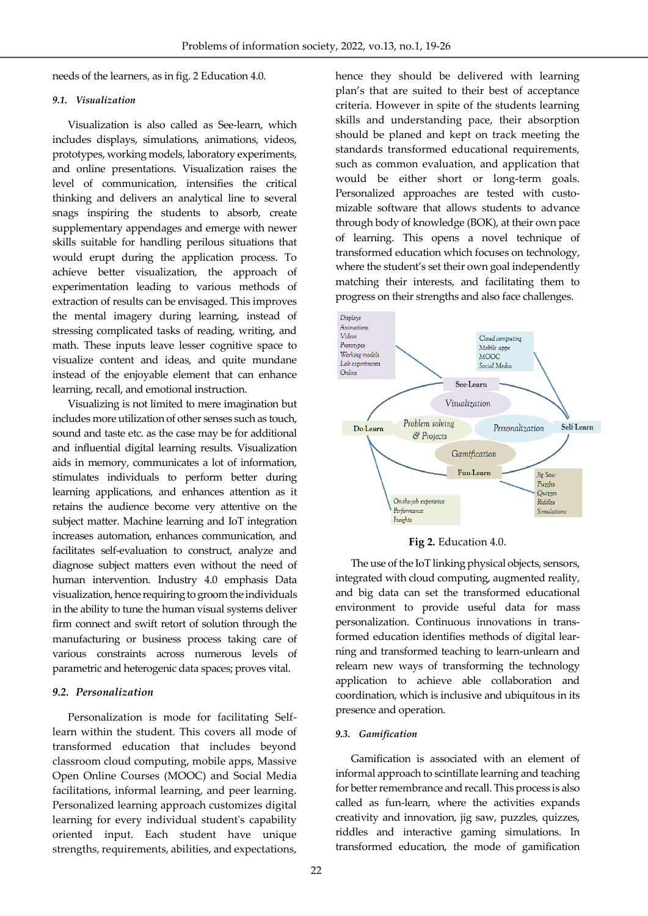needs of the learners, as in fig. 2 Education 4.0.

### 9.1. *Visualization*

Visualization is also called as See-learn, which includes displays, simulations, animations, videos, prototypes, working models, laboratory experiments, and online presentations. Visualization raises the level of communication, intensifies the critical thinking and delivers an analytical line to several snags inspiring the students to absorb, create supplementary appendages and emerge with newer skills suitable for handling perilous situations that would erupt during the application process. To achieve better visualization, the approach of experimentation leading to various methods of extraction of results can be envisaged. This improves the mental imagery during learning, instead of stressing complicated tasks of reading, writing, and math. These inputs leave lesser cognitive space to visualize content and ideas, and quite mundane instead of the enjoyable element that can enhance learning, recall, and emotional instruction.

Visualizing is not limited to mere imagination but includes more utilization of other senses such as touch, sound and taste etc. as the case may be for additional and influential digital learning results. Visualization aids in memory, communicates a lot of information, stimulates individuals to perform better during learning applications, and enhances attention as it retains the audience become very attentive on the subject matter. Machine learning and IoT integration increases automation, enhances communication, and facilitates self-evaluation to construct, analyze and diagnose subject matters even without the need of human intervention. Industry 4.0 emphasis Data visualization, hence requiring to groom the individuals in the ability to tune the human visual systems deliver firm connect and swift retort of solution through the manufacturing or business process taking care of various constraints across numerous levels of parametric and heterogenic data spaces; proves vital.

### 9.2. *Personalization*

Personalization is mode for facilitating Self-learn within the student. This covers all mode of transformed education that includes beyond classroom cloud computing, mobile apps, Massive Open Online Courses (MOOC) and Social Media facilitations, informal learning, and peer learning. Personalized learning approach customizes digital learning for every individual student's capability oriented input. Each student have unique strengths, requirements, abilities, and expectations, hence they should be delivered with learning plan's that are suited to their best of acceptance criteria. However in spite of the students learning skills and understanding pace, their absorption should be planed and kept on track meeting the standards transformed educational requirements, such as common evaluation, and application that would be either short or long-term goals. Personalized approaches are tested with customizable software that allows students to advance through body of knowledge (BOK), at their own pace of learning. This opens a novel technique of transformed education which focuses on technology, where the student's set their own goal independently matching their interests, and facilitating them to progress on their strengths and also face challenges.

**Fig 2.** Education 4.0.

The use of the IoT linking physical objects, sensors, integrated with cloud computing, augmented reality, and big data can set the transformed educational environment to provide useful data for mass personalization. Continuous innovations in transformed education identifies methods of digital learning and transformed teaching to learn-unlearn and relearn new ways of transforming the technology application to achieve able collaboration and coordination, which is inclusive and ubiquitous in its presence and operation.

### 9.3. *Gamification*

Gamification is associated with an element of informal approach to scintillate learning and teaching for better remembrance and recall. This process is also called as fun-learn, where the activities expands creativity and innovation, jig saw, puzzles, quizzes, riddles and interactive gaming simulations. In transformed education, the mode of gamification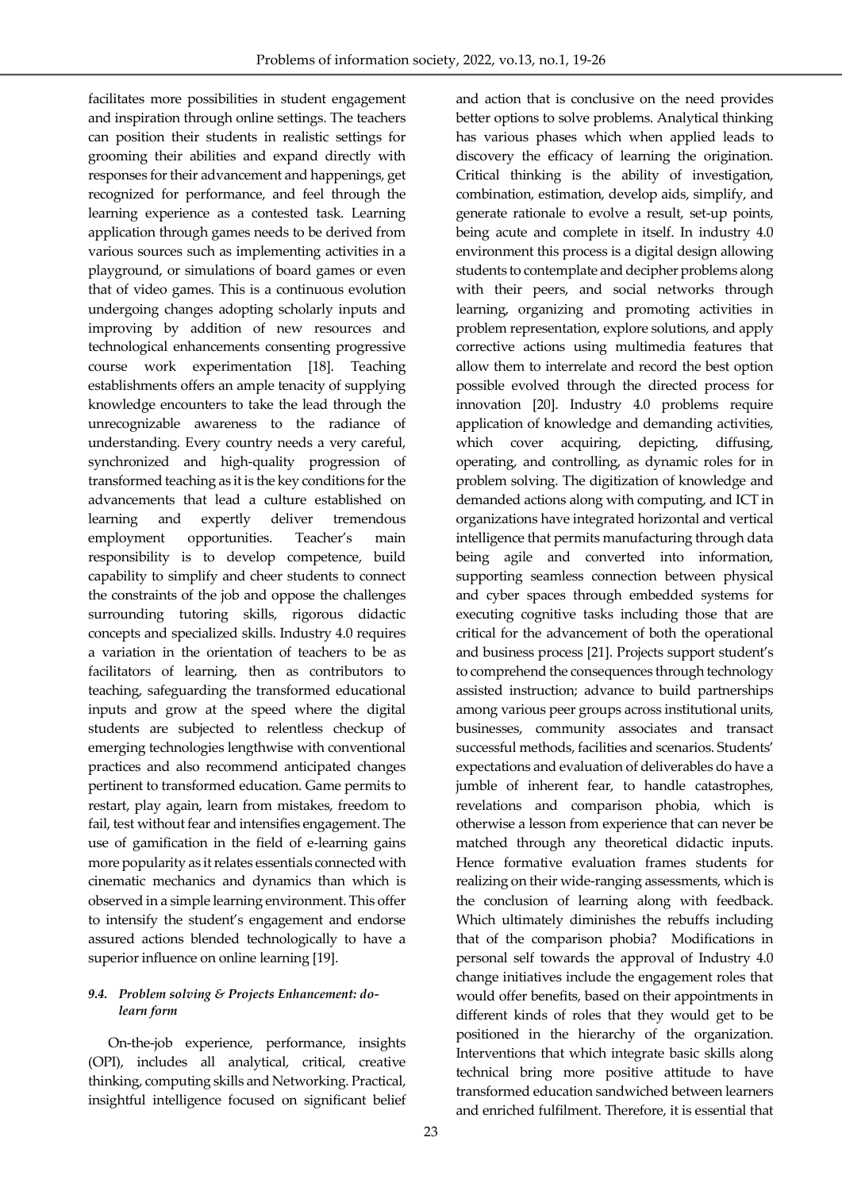facilitates more possibilities in student engagement and inspiration through online settings. The teachers can position their students in realistic settings for grooming their abilities and expand directly with responses for their advancement and happenings, get recognized for performance, and feel through the learning experience as a contested task. Learning application through games needs to be derived from various sources such as implementing activities in a playground, or simulations of board games or even that of video games. This is a continuous evolution undergoing changes adopting scholarly inputs and improving by addition of new resources and technological enhancements consenting progressive course work experimentation [18]. Teaching establishments offers an ample tenacity of supplying knowledge encounters to take the lead through the unrecognizable awareness to the radiance of understanding. Every country needs a very careful, synchronized and high-quality progression of transformed teaching as it is the key conditions for the advancements that lead a culture established on learning and expertly deliver tremendous employment opportunities. Teacher's main responsibility is to develop competence, build capability to simplify and cheer students to connect the constraints of the job and oppose the challenges surrounding tutoring skills, rigorous didactic concepts and specialized skills. Industry 4.0 requires a variation in the orientation of teachers to be as facilitators of learning, then as contributors to teaching, safeguarding the transformed educational inputs and grow at the speed where the digital students are subjected to relentless checkup of emerging technologies lengthwise with conventional practices and also recommend anticipated changes pertinent to transformed education. Game permits to restart, play again, learn from mistakes, freedom to fail, test without fear and intensifies engagement. The use of gamification in the field of e-learning gains more popularity as it relates essentials connected with cinematic mechanics and dynamics than which is observed in a simple learning environment. This offer to intensify the student's engagement and endorse assured actions blended technologically to have a superior influence on online learning [19].

### *9.4. Problem solving & Projects Enhancement: do-learn form*

On-the-job experience, performance, insights (OPI), includes all analytical, critical, creative thinking, computing skills and Networking. Practical, insightful intelligence focused on significant belief and action that is conclusive on the need provides better options to solve problems. Analytical thinking has various phases which when applied leads to discovery the efficacy of learning the origination. Critical thinking is the ability of investigation, combination, estimation, develop aids, simplify, and generate rationale to evolve a result, set-up points, being acute and complete in itself. In industry 4.0 environment this process is a digital design allowing students to contemplate and decipher problems along with their peers, and social networks through learning, organizing and promoting activities in problem representation, explore solutions, and apply corrective actions using multimedia features that allow them to interrelate and record the best option possible evolved through the directed process for innovation [20]. Industry 4.0 problems require application of knowledge and demanding activities, which cover acquiring, depicting, diffusing, operating, and controlling, as dynamic roles for in problem solving. The digitization of knowledge and demanded actions along with computing, and ICT in organizations have integrated horizontal and vertical intelligence that permits manufacturing through data being agile and converted into information, supporting seamless connection between physical and cyber spaces through embedded systems for executing cognitive tasks including those that are critical for the advancement of both the operational and business process [21]. Projects support student's to comprehend the consequences through technology assisted instruction; advance to build partnerships among various peer groups across institutional units, businesses, community associates and transact successful methods, facilities and scenarios. Students' expectations and evaluation of deliverables do have a jumble of inherent fear, to handle catastrophes, revelations and comparison phobia, which is otherwise a lesson from experience that can never be matched through any theoretical didactic inputs. Hence formative evaluation frames students for realizing on their wide-ranging assessments, which is the conclusion of learning along with feedback. Which ultimately diminishes the rebuffs including that of the comparison phobia? Modifications in personal self towards the approval of Industry 4.0 change initiatives include the engagement roles that would offer benefits, based on their appointments in different kinds of roles that they would get to be positioned in the hierarchy of the organization. Interventions that which integrate basic skills along technical bring more positive attitude to have transformed education sandwiched between learners and enriched fulfilment. Therefore, it is essential that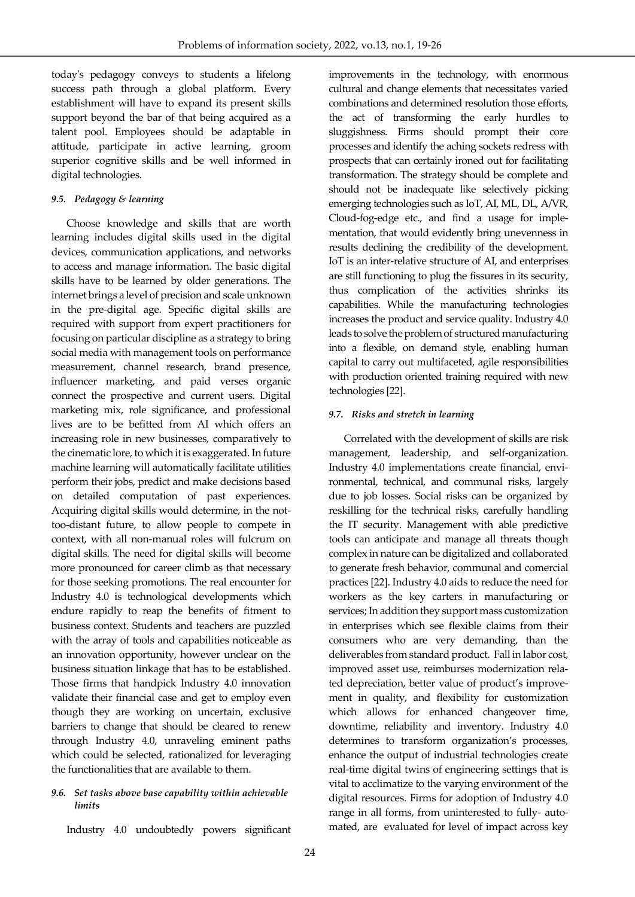today's pedagogy conveys to students a lifelong success path through a global platform. Every establishment will have to expand its present skills support beyond the bar of that being acquired as a talent pool. Employees should be adaptable in attitude, participate in active learning, groom superior cognitive skills and be well informed in digital technologies.

### *9.5. Pedagogy & learning*

Choose knowledge and skills that are worth learning includes digital skills used in the digital devices, communication applications, and networks to access and manage information. The basic digital skills have to be learned by older generations. The internet brings a level of precision and scale unknown in the pre-digital age. Specific digital skills are required with support from expert practitioners for focusing on particular discipline as a strategy to bring social media with management tools on performance measurement, channel research, brand presence, influencer marketing, and paid verses organic connect the prospective and current users. Digital marketing mix, role significance, and professional lives are to be befitted from AI which offers an increasing role in new businesses, comparatively to the cinematic lore, to which it is exaggerated. In future machine learning will automatically facilitate utilities perform their jobs, predict and make decisions based on detailed computation of past experiences. Acquiring digital skills would determine, in the not-too-distant future, to allow people to compete in context, with all non-manual roles will fulcrum on digital skills. The need for digital skills will become more pronounced for career climb as that necessary for those seeking promotions. The real encounter for Industry 4.0 is technological developments which endure rapidly to reap the benefits of fitment to business context. Students and teachers are puzzled with the array of tools and capabilities noticeable as an innovation opportunity, however unclear on the business situation linkage that has to be established. Those firms that handpick Industry 4.0 innovation validate their financial case and get to employ even though they are working on uncertain, exclusive barriers to change that should be cleared to renew through Industry 4.0, unraveling eminent paths which could be selected, rationalized for leveraging the functionalities that are available to them.

### *9.6. Set tasks above base capability within achievable limits*

Industry 4.0 undoubtedly powers significant improvements in the technology, with enormous cultural and change elements that necessitates varied combinations and determined resolution those efforts, the act of transforming the early hurdles to sluggishness. Firms should prompt their core processes and identify the aching sockets redress with prospects that can certainly ironed out for facilitating transformation. The strategy should be complete and should not be inadequate like selectively picking emerging technologies such as IoT, AI, ML, DL, A/VR, Cloud-fog-edge etc., and find a usage for implementation, that would evidently bring unevenness in results declining the credibility of the development. IoT is an inter-relative structure of AI, and enterprises are still functioning to plug the fissures in its security, thus complication of the activities shrinks its capabilities. While the manufacturing technologies increases the product and service quality. Industry 4.0 leads to solve the problem of structured manufacturing into a flexible, on demand style, enabling human capital to carry out multifaceted, agile responsibilities with production oriented training required with new technologies [22].

### *9.7. Risks and stretch in learning*

Correlated with the development of skills are risk management, leadership, and self-organization. Industry 4.0 implementations create financial, environmental, technical, and communal risks, largely due to job losses. Social risks can be organized by reskilling for the technical risks, carefully handling the IT security. Management with able predictive tools can anticipate and manage all threats though complex in nature can be digitalized and collaborated to generate fresh behavior, communal and comercial practices [22]. Industry 4.0 aids to reduce the need for workers as the key carters in manufacturing or services; In addition they support mass customization in enterprises which see flexible claims from their consumers who are very demanding, than the deliverables from standard product. Fall in labor cost, improved asset use, reimburses modernization related depreciation, better value of product's improvement in quality, and flexibility for customization which allows for enhanced changeover time, downtime, reliability and inventory. Industry 4.0 determines to transform organization's processes, enhance the output of industrial technologies create real-time digital twins of engineering settings that is vital to acclimatize to the varying environment of the digital resources. Firms for adoption of Industry 4.0 range in all forms, from uninterested to fully- automated, are evaluated for level of impact across key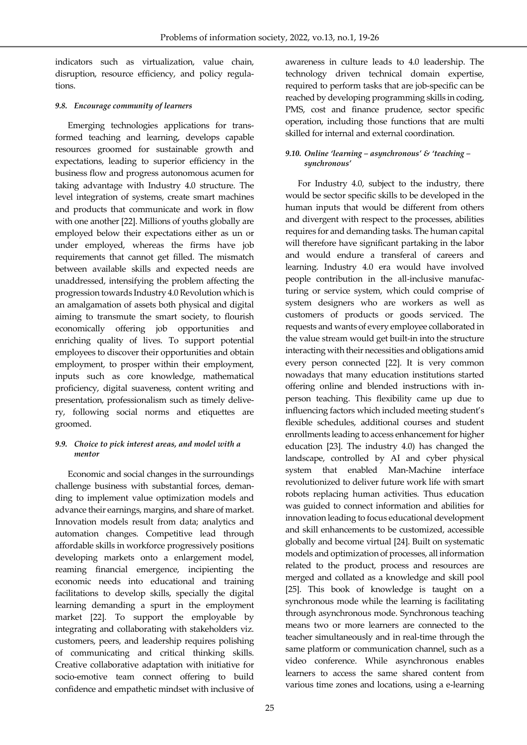indicators such as virtualization, value chain, disruption, resource efficiency, and policy regulations.

### *9.8. Encourage community of learners*

Emerging technologies applications for transformed teaching and learning, develops capable resources groomed for sustainable growth and expectations, leading to superior efficiency in the business flow and progress autonomous acumen for taking advantage with Industry 4.0 structure. The level integration of systems, create smart machines and products that communicate and work in flow with one another [22]. Millions of youths globally are employed below their expectations either as un or under employed, whereas the firms have job requirements that cannot get filled. The mismatch between available skills and expected needs are unaddressed, intensifying the problem affecting the progression towards Industry 4.0 Revolution which is an amalgamation of assets both physical and digital aiming to transmute the smart society, to flourish economically offering job opportunities and enriching quality of lives. To support potential employees to discover their opportunities and obtain employment, to prosper within their employment, inputs such as core knowledge, mathematical proficiency, digital suaveness, content writing and presentation, professionalism such as timely delivery, following social norms and etiquettes are groomed.

### *9.9. Choice to pick interest areas, and model with a mentor*

Economic and social changes in the surroundings challenge business with substantial forces, demanding to implement value optimization models and advance their earnings, margins, and share of market. Innovation models result from data; analytics and automation changes. Competitive lead through affordable skills in workforce progressively positions developing markets onto a enlargement model, reaming financial emergence, incipienting the economic needs into educational and training facilitations to develop skills, specially the digital learning demanding a spurt in the employment market [22]. To support the employable by integrating and collaborating with stakeholders viz. customers, peers, and leadership requires polishing of communicating and critical thinking skills. Creative collaborative adaptation with initiative for socio-emotive team connect offering to build confidence and empathetic mindset with inclusive of awareness in culture leads to 4.0 leadership. The technology driven technical domain expertise, required to perform tasks that are job-specific can be reached by developing programming skills in coding, PMS, cost and finance prudence, sector specific operation, including those functions that are multi skilled for internal and external coordination.

### *9.10. Online 'learning – asynchronous' & 'teaching – synchronous'*

For Industry 4.0, subject to the industry, there would be sector specific skills to be developed in the human inputs that would be different from others and divergent with respect to the processes, abilities requires for and demanding tasks. The human capital will therefore have significant partaking in the labor and would endure a transferal of careers and learning. Industry 4.0 era would have involved people contribution in the all-inclusive manufacturing or service system, which could comprise of system designers who are workers as well as customers of products or goods serviced. The requests and wants of every employee collaborated in the value stream would get built-in into the structure interacting with their necessities and obligations amid every person connected [22]. It is very common nowadays that many education institutions started offering online and blended instructions with in-person teaching. This flexibility came up due to influencing factors which included meeting student's flexible schedules, additional courses and student enrollments leading to access enhancement for higher education [23]. The industry 4.0) has changed the landscape, controlled by AI and cyber physical system that enabled Man-Machine interface revolutionized to deliver future work life with smart robots replacing human activities. Thus education was guided to connect information and abilities for innovation leading to focus educational development and skill enhancements to be customized, accessible globally and become virtual [24]. Built on systematic models and optimization of processes, all information related to the product, process and resources are merged and collated as a knowledge and skill pool [25]. This book of knowledge is taught on a synchronous mode while the learning is facilitating through asynchronous mode. Synchronous teaching means two or more learners are connected to the teacher simultaneously and in real-time through the same platform or communication channel, such as a video conference. While asynchronous enables learners to access the same shared content from various time zones and locations, using a e-learning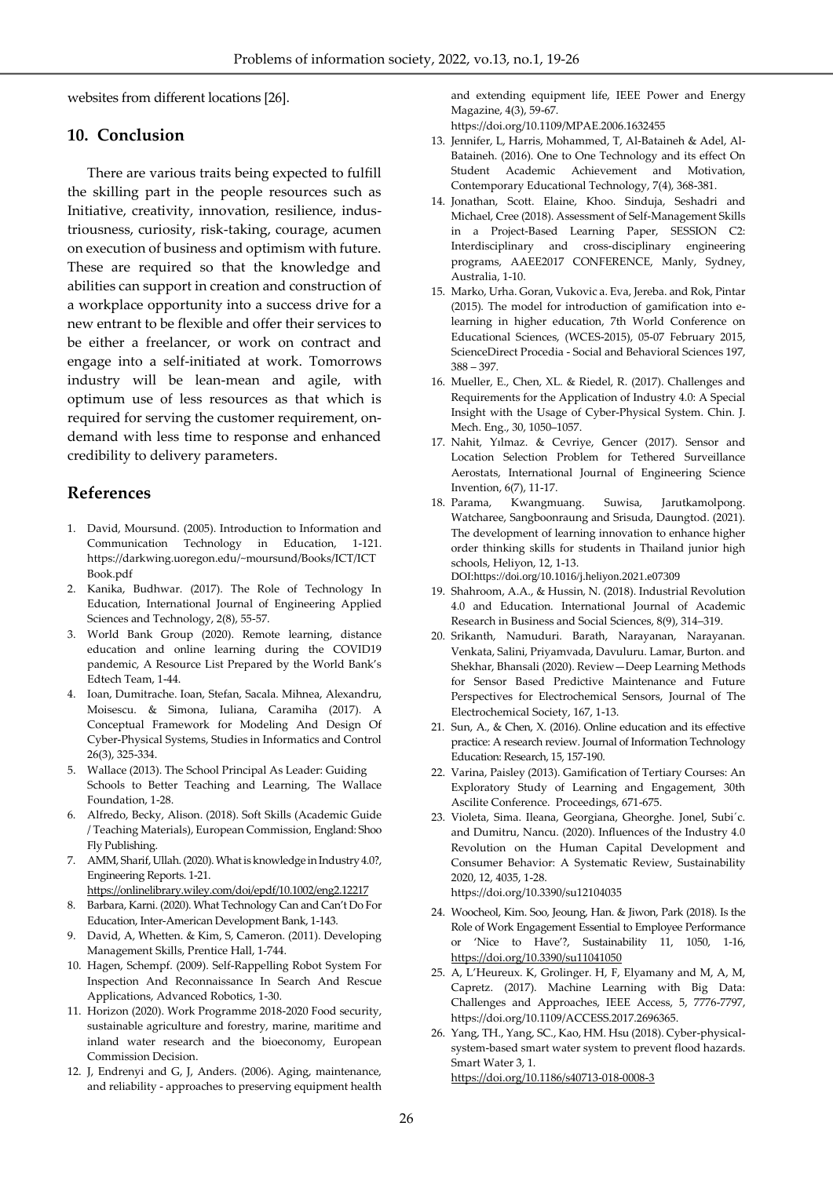websites from different locations [26].

## 10. Conclusion

There are various traits being expected to fulfill the skilling part in the people resources such as Initiative, creativity, innovation, resilience, industriousness, curiosity, risk-taking, courage, acumen on execution of business and optimism with future. These are required so that the knowledge and abilities can support in creation and construction of a workplace opportunity into a success drive for a new entrant to be flexible and offer their services to be either a freelancer, or work on contract and engage into a self-initiated at work. Tomorrows industry will be lean-mean and agile, with optimum use of less resources as that which is required for serving the customer requirement, on-demand with less time to response and enhanced credibility to delivery parameters.

## References

1. David, Moursund. (2005). Introduction to Information and Communication Technology in Education, 1-121. https://darkwing.uoregon.edu/~moursund/Books/ICT/ICTBook.pdf
2. Kanika, Budhwar. (2017). The Role of Technology In Education, International Journal of Engineering Applied Sciences and Technology, 2(8), 55-57.
3. World Bank Group (2020). Remote learning, distance education and online learning during the COVID19 pandemic, A Resource List Prepared by the World Bank's Edtech Team, 1-44.
4. Ioan, Dumitrache. Ioan, Stefan, Sacala. Mihnea, Alexandru, Moisescu. & Simona, Iuliana, Caramiha (2017). A Conceptual Framework for Modeling And Design Of Cyber-Physical Systems, Studies in Informatics and Control 26(3), 325-334.
5. Wallace (2013). The School Principal As Leader: Guiding Schools to Better Teaching and Learning, The Wallace Foundation, 1-28.
6. Alfredo, Becky, Alison. (2018). Soft Skills (Academic Guide / Teaching Materials), European Commission, England: Shoo Fly Publishing.
7. AMM, Sharif, Ullah. (2020). What is knowledge in Industry 4.0?, Engineering Reports. 1-21. https://onlinelibrary.wiley.com/doi/epdf/10.1002/eng2.12217
8. Barbara, Karni. (2020). What Technology Can and Can't Do For Education, Inter-American Development Bank, 1-143.
9. David, A, Whetten. & Kim, S, Cameron. (2011). Developing Management Skills, Prentice Hall, 1-744.
10. Hagen, Schempf. (2009). Self-Rappelling Robot System For Inspection And Reconnaissance In Search And Rescue Applications, Advanced Robotics, 1-30.
11. Horizon (2020). Work Programme 2018-2020 Food security, sustainable agriculture and forestry, marine, maritime and inland water research and the bioeconomy, European Commission Decision.
12. J, Endrenyi and G, J, Anders. (2006). Aging, maintenance, and reliability - approaches to preserving equipment health and extending equipment life, IEEE Power and Energy Magazine, 4(3), 59-67. https://doi.org/10.1109/MPAE.2006.1632455
13. Jennifer, L, Harris, Mohammed, T, Al-Bataineh & Adel, Al-Bataineh. (2016). One to One Technology and its effect On Student Academic Achievement and Motivation, Contemporary Educational Technology, 7(4), 368-381.
14. Jonathan, Scott. Elaine, Khoo. Sinduja, Seshadri and Michael, Cree (2018). Assessment of Self-Management Skills in a Project-Based Learning Paper, SESSION C2: Interdisciplinary and cross-disciplinary engineering programs, AAEE2017 CONFERENCE, Manly, Sydney, Australia, 1-10.
15. Marko, Urha. Goran, Vukovic a. Eva, Jereba. and Rok, Pintar (2015). The model for introduction of gamification into e-learning in higher education, 7th World Conference on Educational Sciences, (WCES-2015), 05-07 February 2015, ScienceDirect Procedia - Social and Behavioral Sciences 197, 388 – 397.
16. Mueller, E., Chen, XL. & Riedel, R. (2017). Challenges and Requirements for the Application of Industry 4.0: A Special Insight with the Usage of Cyber-Physical System. Chin. J. Mech. Eng., 30, 1050–1057.
17. Nahit, Yılmaz. & Cevriye, Gencer (2017). Sensor and Location Selection Problem for Tethered Surveillance Aerostats, International Journal of Engineering Science Invention, 6(7), 11-17.
18. Parama, Kwangmuang. Suwisa, Jarutkamolpong. Watcharee, Sangboonraung and Srisuda, Daungtod. (2021). The development of learning innovation to enhance higher order thinking skills for students in Thailand junior high schools, Heliyon, 12, 1-13. DOI:https://doi.org/10.1016/j.heliyon.2021.e07309
19. Shahroom, A.A., & Hussin, N. (2018). Industrial Revolution 4.0 and Education. International Journal of Academic Research in Business and Social Sciences, 8(9), 314–319.
20. Srikanth, Namuduri. Barath, Narayanan, Narayanan. Venkata, Salini, Priyamvada, Davuluru. Lamar, Burton. and Shekhar, Bhansali (2020). Review—Deep Learning Methods for Sensor Based Predictive Maintenance and Future Perspectives for Electrochemical Sensors, Journal of The Electrochemical Society, 167, 1-13.
21. Sun, A., & Chen, X. (2016). Online education and its effective practice: A research review. Journal of Information Technology Education: Research, 15, 157-190.
22. Varina, Paisley (2013). Gamification of Tertiary Courses: An Exploratory Study of Learning and Engagement, 30th Ascilite Conference. Proceedings, 671-675.
23. Violeta, Sima. Ileana, Georgiana, Gheorghe. Jonel, Subi´c. and Dumitru, Nancu. (2020). Influences of the Industry 4.0 Revolution on the Human Capital Development and Consumer Behavior: A Systematic Review, Sustainability 2020, 12, 4035, 1-28. https://doi.org/10.3390/su12104035
24. Woocheol, Kim. Soo, Jeoung, Han. & Jiwon, Park (2018). Is the Role of Work Engagement Essential to Employee Performance or 'Nice to Have'?, Sustainability 11, 1050, 1-16, https://doi.org/10.3390/su11041050
25. A, L'Heureux. K, Grolinger. H, F, Elyamany and M, A, M, Capretz. (2017). Machine Learning with Big Data: Challenges and Approaches, IEEE Access, 5, 7776-7797, https://doi.org/10.1109/ACCESS.2017.2696365.
26. Yang, TH., Yang, SC., Kao, HM. Hsu (2018). Cyber-physical-system-based smart water system to prevent flood hazards. Smart Water 3, 1. https://doi.org/10.1186/s40713-018-0008-3